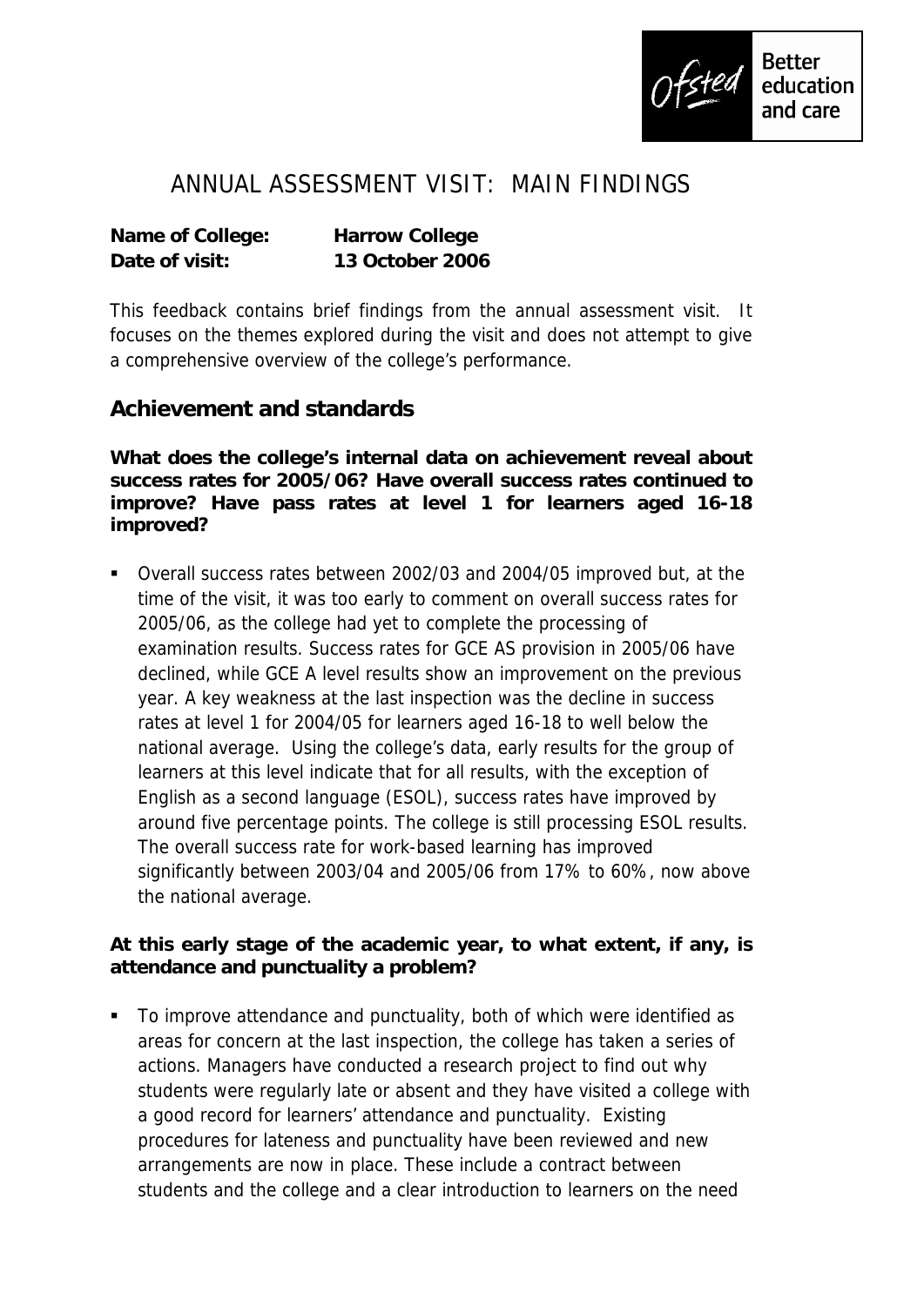# ANNUAL ASSESSMENT VISIT: MAIN FINDINGS

**Name of College:** **Harrow College**
**Date of visit:** **13 October 2006**

This feedback contains brief findings from the annual assessment visit. It focuses on the themes explored during the visit and does not attempt to give a comprehensive overview of the college's performance.

## Achievement and standards

**What does the college's internal data on achievement reveal about success rates for 2005/06? Have overall success rates continued to improve? Have pass rates at level 1 for learners aged 16-18 improved?**

- Overall success rates between 2002/03 and 2004/05 improved but, at the time of the visit, it was too early to comment on overall success rates for 2005/06, as the college had yet to complete the processing of examination results. Success rates for GCE AS provision in 2005/06 have declined, while GCE A level results show an improvement on the previous year. A key weakness at the last inspection was the decline in success rates at level 1 for 2004/05 for learners aged 16-18 to well below the national average. Using the college's data, early results for the group of learners at this level indicate that for all results, with the exception of English as a second language (ESOL), success rates have improved by around five percentage points. The college is still processing ESOL results. The overall success rate for work-based learning has improved significantly between 2003/04 and 2005/06 from 17% to 60%, now above the national average.

**At this early stage of the academic year, to what extent, if any, is attendance and punctuality a problem?**

- To improve attendance and punctuality, both of which were identified as areas for concern at the last inspection, the college has taken a series of actions. Managers have conducted a research project to find out why students were regularly late or absent and they have visited a college with a good record for learners' attendance and punctuality. Existing procedures for lateness and punctuality have been reviewed and new arrangements are now in place. These include a contract between students and the college and a clear introduction to learners on the need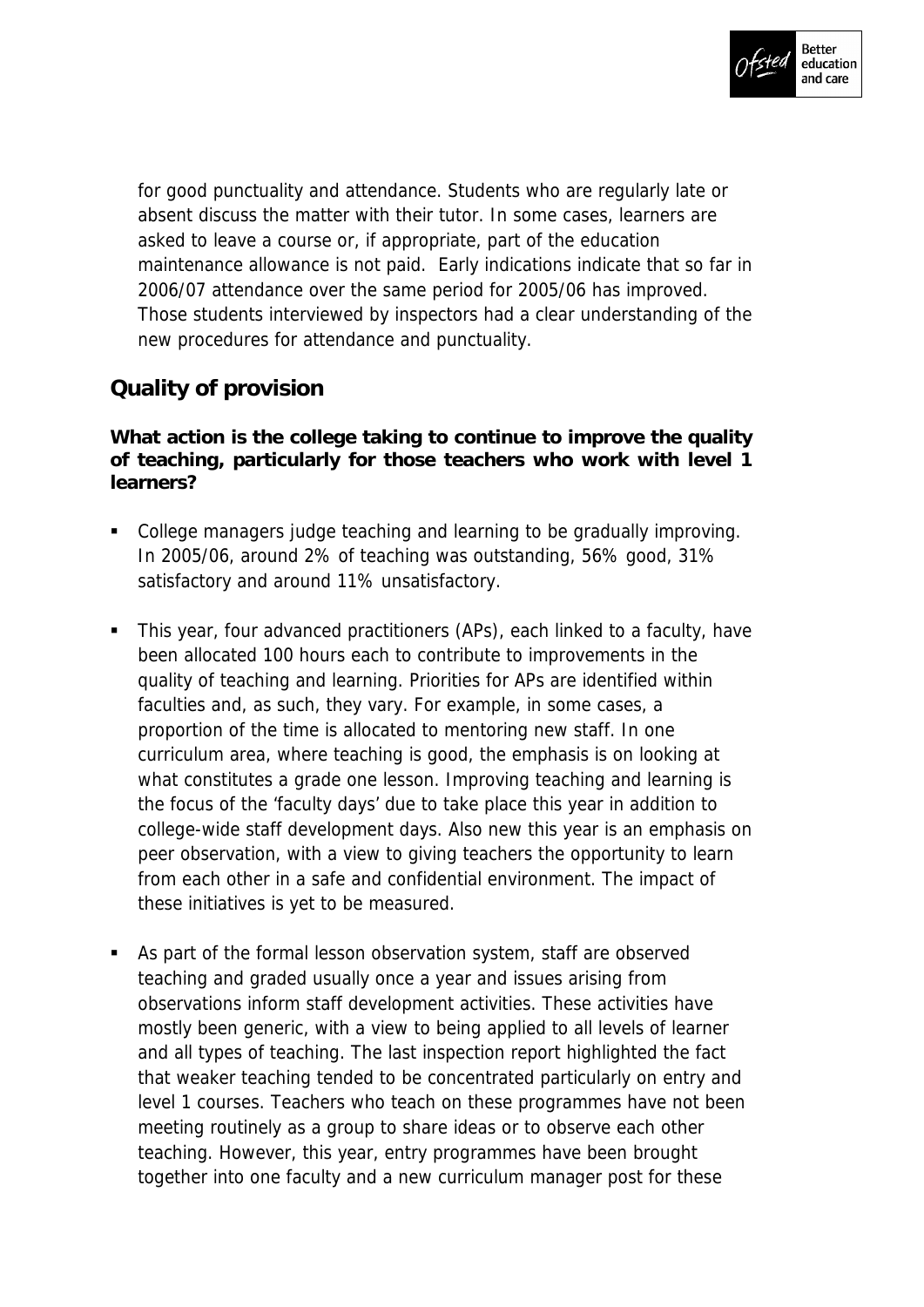for good punctuality and attendance. Students who are regularly late or absent discuss the matter with their tutor. In some cases, learners are asked to leave a course or, if appropriate, part of the education maintenance allowance is not paid. Early indications indicate that so far in 2006/07 attendance over the same period for 2005/06 has improved. Those students interviewed by inspectors had a clear understanding of the new procedures for attendance and punctuality.

## Quality of provision

**What action is the college taking to continue to improve the quality of teaching, particularly for those teachers who work with level 1 learners?**

- College managers judge teaching and learning to be gradually improving. In 2005/06, around 2% of teaching was outstanding, 56% good, 31% satisfactory and around 11% unsatisfactory.
- This year, four advanced practitioners (APs), each linked to a faculty, have been allocated 100 hours each to contribute to improvements in the quality of teaching and learning. Priorities for APs are identified within faculties and, as such, they vary. For example, in some cases, a proportion of the time is allocated to mentoring new staff. In one curriculum area, where teaching is good, the emphasis is on looking at what constitutes a grade one lesson. Improving teaching and learning is the focus of the 'faculty days' due to take place this year in addition to college-wide staff development days. Also new this year is an emphasis on peer observation, with a view to giving teachers the opportunity to learn from each other in a safe and confidential environment. The impact of these initiatives is yet to be measured.
- As part of the formal lesson observation system, staff are observed teaching and graded usually once a year and issues arising from observations inform staff development activities. These activities have mostly been generic, with a view to being applied to all levels of learner and all types of teaching. The last inspection report highlighted the fact that weaker teaching tended to be concentrated particularly on entry and level 1 courses. Teachers who teach on these programmes have not been meeting routinely as a group to share ideas or to observe each other teaching. However, this year, entry programmes have been brought together into one faculty and a new curriculum manager post for these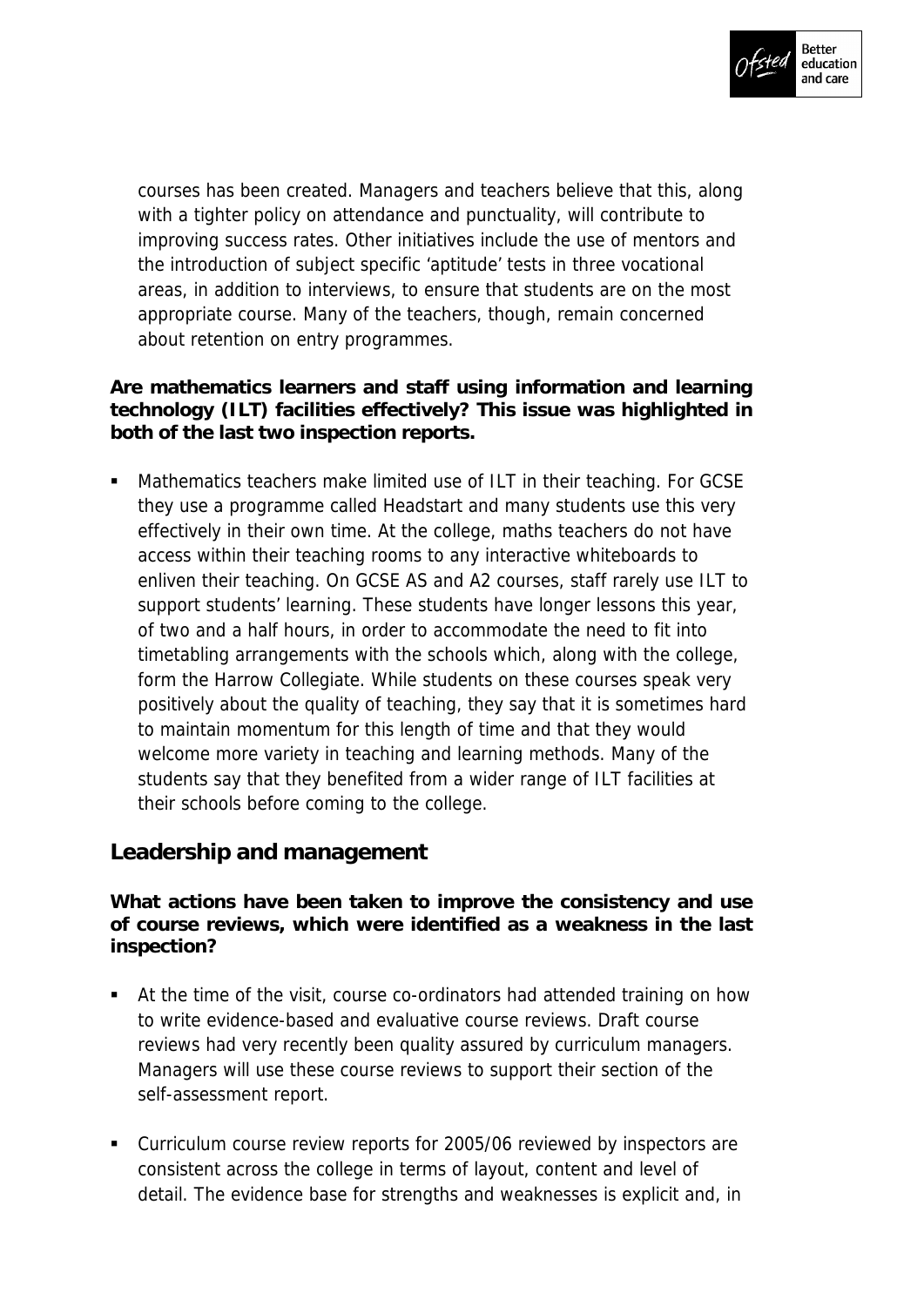courses has been created. Managers and teachers believe that this, along with a tighter policy on attendance and punctuality, will contribute to improving success rates. Other initiatives include the use of mentors and the introduction of subject specific 'aptitude' tests in three vocational areas, in addition to interviews, to ensure that students are on the most appropriate course. Many of the teachers, though, remain concerned about retention on entry programmes.

**Are mathematics learners and staff using information and learning technology (ILT) facilities effectively? This issue was highlighted in both of the last two inspection reports.**

- Mathematics teachers make limited use of ILT in their teaching. For GCSE they use a programme called Headstart and many students use this very effectively in their own time. At the college, maths teachers do not have access within their teaching rooms to any interactive whiteboards to enliven their teaching. On GCSE AS and A2 courses, staff rarely use ILT to support students' learning. These students have longer lessons this year, of two and a half hours, in order to accommodate the need to fit into timetabling arrangements with the schools which, along with the college, form the Harrow Collegiate. While students on these courses speak very positively about the quality of teaching, they say that it is sometimes hard to maintain momentum for this length of time and that they would welcome more variety in teaching and learning methods. Many of the students say that they benefited from a wider range of ILT facilities at their schools before coming to the college.

## Leadership and management

**What actions have been taken to improve the consistency and use of course reviews, which were identified as a weakness in the last inspection?**

- At the time of the visit, course co-ordinators had attended training on how to write evidence-based and evaluative course reviews. Draft course reviews had very recently been quality assured by curriculum managers. Managers will use these course reviews to support their section of the self-assessment report.

- Curriculum course review reports for 2005/06 reviewed by inspectors are consistent across the college in terms of layout, content and level of detail. The evidence base for strengths and weaknesses is explicit and, in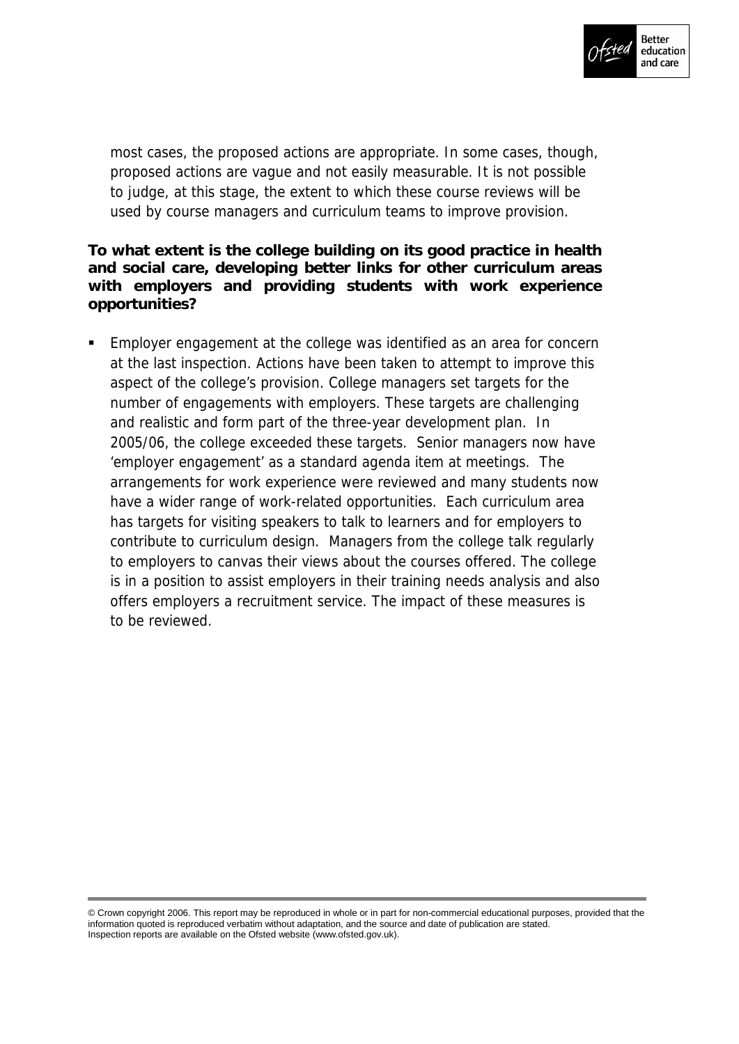most cases, the proposed actions are appropriate. In some cases, though, proposed actions are vague and not easily measurable. It is not possible to judge, at this stage, the extent to which these course reviews will be used by course managers and curriculum teams to improve provision.

**To what extent is the college building on its good practice in health and social care, developing better links for other curriculum areas with employers and providing students with work experience opportunities?**

- Employer engagement at the college was identified as an area for concern at the last inspection. Actions have been taken to attempt to improve this aspect of the college's provision. College managers set targets for the number of engagements with employers. These targets are challenging and realistic and form part of the three-year development plan. In 2005/06, the college exceeded these targets. Senior managers now have 'employer engagement' as a standard agenda item at meetings. The arrangements for work experience were reviewed and many students now have a wider range of work-related opportunities. Each curriculum area has targets for visiting speakers to talk to learners and for employers to contribute to curriculum design. Managers from the college talk regularly to employers to canvas their views about the courses offered. The college is in a position to assist employers in their training needs analysis and also offers employers a recruitment service. The impact of these measures is to be reviewed.

© Crown copyright 2006. This report may be reproduced in whole or in part for non-commercial educational purposes, provided that the information quoted is reproduced verbatim without adaptation, and the source and date of publication are stated.
Inspection reports are available on the Ofsted website (www.ofsted.gov.uk).